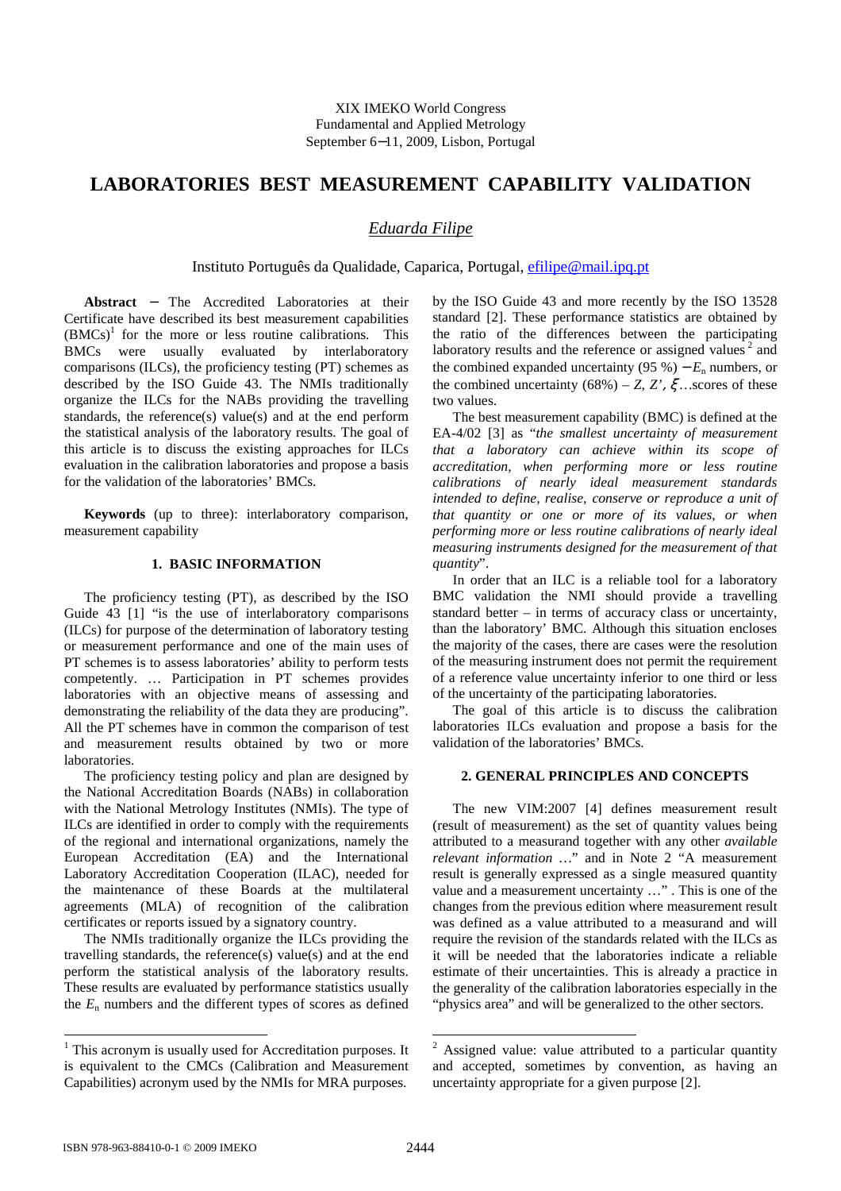XIX IMEKO World Congress
Fundamental and Applied Metrology
September 6−11, 2009, Lisbon, Portugal

# LABORATORIES BEST MEASUREMENT CAPABILITY VALIDATION

*Eduarda Filipe*

Instituto Português da Qualidade, Caparica, Portugal, efilipe@mail.ipq.pt

**Abstract** − The Accredited Laboratories at their Certificate have described its best measurement capabilities (BMCs)[1] for the more or less routine calibrations. This BMCs were usually evaluated by interlaboratory comparisons (ILCs), the proficiency testing (PT) schemes as described by the ISO Guide 43. The NMIs traditionally organize the ILCs for the NABs providing the travelling standards, the reference(s) value(s) and at the end perform the statistical analysis of the laboratory results. The goal of this article is to discuss the existing approaches for ILCs evaluation in the calibration laboratories and propose a basis for the validation of the laboratories' BMCs.

**Keywords** (up to three): interlaboratory comparison, measurement capability

## 1. BASIC INFORMATION

The proficiency testing (PT), as described by the ISO Guide 43 [1] "is the use of interlaboratory comparisons (ILCs) for purpose of the determination of laboratory testing or measurement performance and one of the main uses of PT schemes is to assess laboratories' ability to perform tests competently. … Participation in PT schemes provides laboratories with an objective means of assessing and demonstrating the reliability of the data they are producing". All the PT schemes have in common the comparison of test and measurement results obtained by two or more laboratories.

The proficiency testing policy and plan are designed by the National Accreditation Boards (NABs) in collaboration with the National Metrology Institutes (NMIs). The type of ILCs are identified in order to comply with the requirements of the regional and international organizations, namely the European Accreditation (EA) and the International Laboratory Accreditation Cooperation (ILAC), needed for the maintenance of these Boards at the multilateral agreements (MLA) of recognition of the calibration certificates or reports issued by a signatory country.

The NMIs traditionally organize the ILCs providing the travelling standards, the reference(s) value(s) and at the end perform the statistical analysis of the laboratory results. These results are evaluated by performance statistics usually the $E_n$ numbers and the different types of scores as defined by the ISO Guide 43 and more recently by the ISO 13528 standard [2]. These performance statistics are obtained by the ratio of the differences between the participating laboratory results and the reference or assigned values[2] and the combined expanded uncertainty (95 %) − $E_n$ numbers, or the combined uncertainty (68%) – *Z, Z', ξ*…scores of these two values.

The best measurement capability (BMC) is defined at the EA-4/02 [3] as "*the smallest uncertainty of measurement that a laboratory can achieve within its scope of accreditation, when performing more or less routine calibrations of nearly ideal measurement standards intended to define, realise, conserve or reproduce a unit of that quantity or one or more of its values, or when performing more or less routine calibrations of nearly ideal measuring instruments designed for the measurement of that quantity*".

In order that an ILC is a reliable tool for a laboratory BMC validation the NMI should provide a travelling standard better – in terms of accuracy class or uncertainty, than the laboratory' BMC. Although this situation encloses the majority of the cases, there are cases were the resolution of the measuring instrument does not permit the requirement of a reference value uncertainty inferior to one third or less of the uncertainty of the participating laboratories.

The goal of this article is to discuss the calibration laboratories ILCs evaluation and propose a basis for the validation of the laboratories' BMCs.

## 2. GENERAL PRINCIPLES AND CONCEPTS

The new VIM:2007 [4] defines measurement result (result of measurement) as the set of quantity values being attributed to a measurand together with any other *available relevant information* …" and in Note 2 "A measurement result is generally expressed as a single measured quantity value and a measurement uncertainty …" . This is one of the changes from the previous edition where measurement result was defined as a value attributed to a measurand and will require the revision of the standards related with the ILCs as it will be needed that the laboratories indicate a reliable estimate of their uncertainties. This is already a practice in the generality of the calibration laboratories especially in the "physics area" and will be generalized to the other sectors.

---

[1] This acronym is usually used for Accreditation purposes. It is equivalent to the CMCs (Calibration and Measurement Capabilities) acronym used by the NMIs for MRA purposes.

[2] Assigned value: value attributed to a particular quantity and accepted, sometimes by convention, as having an uncertainty appropriate for a given purpose [2].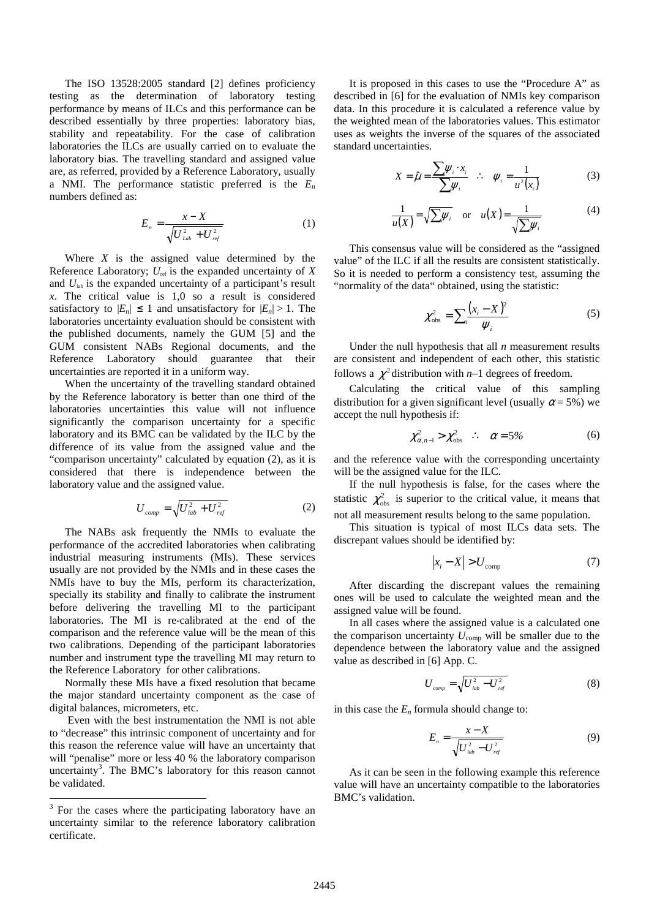The ISO 13528:2005 standard [2] defines proficiency testing as the determination of laboratory testing performance by means of ILCs and this performance can be described essentially by three properties: laboratory bias, stability and repeatability. For the case of calibration laboratories the ILCs are usually carried on to evaluate the laboratory bias. The travelling standard and assigned value are, as referred, provided by a Reference Laboratory, usually a NMI. The performance statistic preferred is the $E_n$ numbers defined as:

$$E_n = \frac{x - X}{\sqrt{U_{Lab}^2 + U_{ref}^2}} \tag{1}$$

Where $X$ is the assigned value determined by the Reference Laboratory; $U_{ref}$ is the expanded uncertainty of $X$ and $U_{lab}$ is the expanded uncertainty of a participant's result $x$. The critical value is 1,0 so a result is considered satisfactory to $|E_n| \leq 1$ and unsatisfactory for $|E_n| > 1$. The laboratories uncertainty evaluation should be consistent with the published documents, namely the GUM [5] and the GUM consistent NABs Regional documents, and the Reference Laboratory should guarantee that their uncertainties are reported it in a uniform way.

When the uncertainty of the travelling standard obtained by the Reference laboratory is better than one third of the laboratories uncertainties this value will not influence significantly the comparison uncertainty for a specific laboratory and its BMC can be validated by the ILC by the difference of its value from the assigned value and the "comparison uncertainty" calculated by equation (2), as it is considered that there is independence between the laboratory value and the assigned value.

$$U_{comp} = \sqrt{U_{lab}^2 + U_{ref}^2} \tag{2}$$

The NABs ask frequently the NMIs to evaluate the performance of the accredited laboratories when calibrating industrial measuring instruments (MIs). These services usually are not provided by the NMIs and in these cases the NMIs have to buy the MIs, perform its characterization, specially its stability and finally to calibrate the instrument before delivering the travelling MI to the participant laboratories. The MI is re-calibrated at the end of the comparison and the reference value will be the mean of this two calibrations. Depending of the participant laboratories number and instrument type the travelling MI may return to the Reference Laboratory for other calibrations.

Normally these MIs have a fixed resolution that became the major standard uncertainty component as the case of digital balances, micrometers, etc.

Even with the best instrumentation the NMI is not able to "decrease" this intrinsic component of uncertainty and for this reason the reference value will have an uncertainty that will "penalise" more or less 40 % the laboratory comparison uncertainty[3]. The BMC's laboratory for this reason cannot be validated.

[3] For the cases where the participating laboratory have an uncertainty similar to the reference laboratory calibration certificate.

It is proposed in this cases to use the "Procedure A" as described in [6] for the evaluation of NMIs key comparison data. In this procedure it is calculated a reference value by the weighted mean of the laboratories values. This estimator uses as weights the inverse of the squares of the associated standard uncertainties.

$$X = \hat{\mu} = \frac{\sum_i \psi_i \cdot x_i}{\sum_i \psi_i} \quad \therefore \quad \psi_i = \frac{1}{u^2(x_i)} \tag{3}$$

$$\frac{1}{u(X)} = \sqrt{\sum_i \psi_i} \quad \text{or} \quad u(X) = \frac{1}{\sqrt{\sum_i \psi_i}} \tag{4}$$

This consensus value will be considered as the "assigned value" of the ILC if all the results are consistent statistically. So it is needed to perform a consistency test, assuming the "normality of the data" obtained, using the statistic:

$$\chi^2_{\text{obs}} = \sum_i \frac{(x_i - X)^2}{\psi_i} \tag{5}$$

Under the null hypothesis that all $n$ measurement results are consistent and independent of each other, this statistic follows a $\chi^2$ distribution with $n$–1 degrees of freedom.

Calculating the critical value of this sampling distribution for a given significant level (usually $\alpha$ = 5%) we accept the null hypothesis if:

$$\chi^2_{\alpha, n-1} > \chi^2_{\text{obs}} \quad \therefore \quad \alpha = 5\% \tag{6}$$

and the reference value with the corresponding uncertainty will be the assigned value for the ILC.

If the null hypothesis is false, for the cases where the statistic $\chi^2_{\text{obs}}$ is superior to the critical value, it means that not all measurement results belong to the same population.

This situation is typical of most ILCs data sets. The discrepant values should be identified by:

$$|x_i - X| > U_{\text{comp}} \tag{7}$$

After discarding the discrepant values the remaining ones will be used to calculate the weighted mean and the assigned value will be found.

In all cases where the assigned value is a calculated one the comparison uncertainty $U_{\text{comp}}$ will be smaller due to the dependence between the laboratory value and the assigned value as described in [6] App. C.

$$U_{comp} = \sqrt{U_{lab}^2 - U_{ref}^2} \tag{8}$$

in this case the $E_n$ formula should change to:

$$E_n = \frac{x - X}{\sqrt{U_{lab}^2 - U_{ref}^2}} \tag{9}$$

As it can be seen in the following example this reference value will have an uncertainty compatible to the laboratories BMC's validation.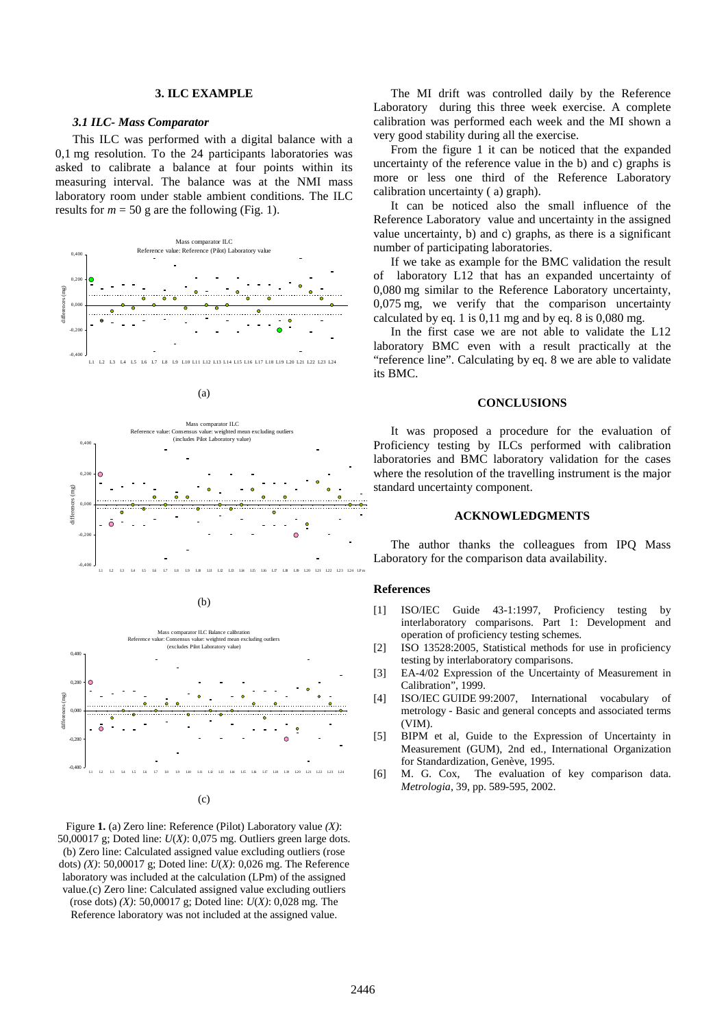## 3. ILC EXAMPLE

### *3.1 ILC- Mass Comparator*

This ILC was performed with a digital balance with a 0,1 mg resolution. To the 24 participants laboratories was asked to calibrate a balance at four points within its measuring interval. The balance was at the NMI mass laboratory room under stable ambient conditions. The ILC results for $m = 50$ g are the following (Fig. 1).

Mass comparator ILC
Reference value: Reference (Pilot) Laboratory value

differences (mg)

0,400
0,200
0,000
-0,200
-0,400

L1 L2 L3 L4 L5 L6 L7 L8 L9 L10 L11 L12 L13 L14 L15 L16 L17 L18 L19 L20 L21 L22 L23 L24

(a)

Mass comparator ILC
Reference value: Consensus value: weighted mean excluding outliers
(includes Pilot Laboratory value)

differences (mg)

0,400
0,200
0,000
-0,200
-0,400

L1 L2 L3 L4 L5 L6 L7 L8 L9 L10 L11 L12 L13 L14 L15 L16 L17 L18 L19 L20 L21 L22 L23 L24 LPm

(b)

Mass comparator ILC Balance calibration
Reference value: Consensus value: weighted mean excluding outliers
(excludes Pilot Laboratory value)

differences (mg)

0,400
0,200
0,000
-0,200
-0,400

L1 L2 L3 L4 L5 L6 L7 L8 L9 L10 L11 L12 L13 L14 L15 L16 L17 L18 L19 L20 L21 L22 L23 L24

(c)

Figure **1.** (a) Zero line: Reference (Pilot) Laboratory value *(X)*: 50,00017 g; Doted line: $U(X)$: 0,075 mg. Outliers green large dots. (b) Zero line: Calculated assigned value excluding outliers (rose dots) *(X)*: 50,00017 g; Doted line: $U(X)$: 0,026 mg. The Reference laboratory was included at the calculation (LPm) of the assigned value.(c) Zero line: Calculated assigned value excluding outliers (rose dots) *(X)*: 50,00017 g; Doted line: $U(X)$: 0,028 mg. The Reference laboratory was not included at the assigned value.

The MI drift was controlled daily by the Reference Laboratory during this three week exercise. A complete calibration was performed each week and the MI shown a very good stability during all the exercise.

From the figure 1 it can be noticed that the expanded uncertainty of the reference value in the b) and c) graphs is more or less one third of the Reference Laboratory calibration uncertainty ( a) graph).

It can be noticed also the small influence of the Reference Laboratory value and uncertainty in the assigned value uncertainty, b) and c) graphs, as there is a significant number of participating laboratories.

If we take as example for the BMC validation the result of laboratory L12 that has an expanded uncertainty of 0,080 mg similar to the Reference Laboratory uncertainty, 0,075 mg, we verify that the comparison uncertainty calculated by eq. 1 is 0,11 mg and by eq. 8 is 0,080 mg.

In the first case we are not able to validate the L12 laboratory BMC even with a result practically at the "reference line". Calculating by eq. 8 we are able to validate its BMC.

## CONCLUSIONS

It was proposed a procedure for the evaluation of Proficiency testing by ILCs performed with calibration laboratories and BMC laboratory validation for the cases where the resolution of the travelling instrument is the major standard uncertainty component.

## ACKNOWLEDGMENTS

The author thanks the colleagues from IPQ Mass Laboratory for the comparison data availability.

## References

[1] ISO/IEC Guide 43-1:1997, Proficiency testing by interlaboratory comparisons. Part 1: Development and operation of proficiency testing schemes.

[2] ISO 13528:2005, Statistical methods for use in proficiency testing by interlaboratory comparisons.

[3] EA-4/02 Expression of the Uncertainty of Measurement in Calibration", 1999.

[4] ISO/IEC GUIDE 99:2007, International vocabulary of metrology - Basic and general concepts and associated terms (VIM).

[5] BIPM et al, Guide to the Expression of Uncertainty in Measurement (GUM), 2nd ed., International Organization for Standardization, Genève, 1995.

[6] M. G. Cox, The evaluation of key comparison data. *Metrologia*, 39, pp. 589-595, 2002.